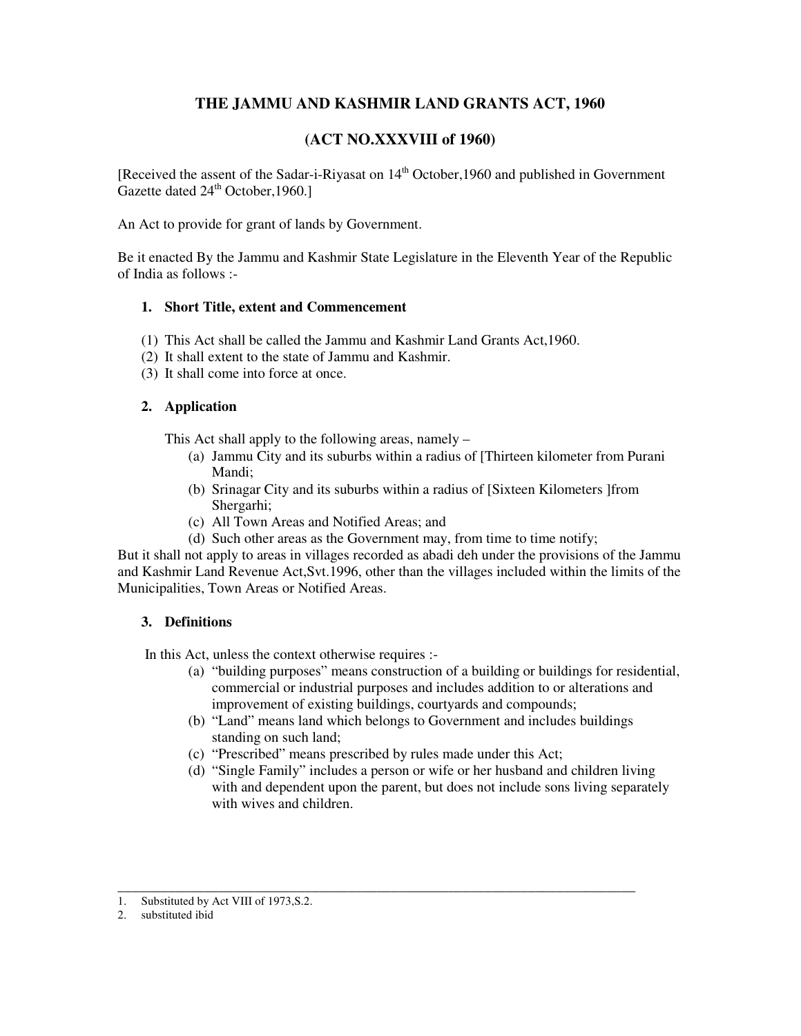# THE JAMMU AND KASHMIR LAND GRANTS ACT, 1960

## (ACT NO.XXXVIII of 1960)

[Received the assent of the Sadar-i-Riyasat on 14th October,1960 and published in Government Gazette dated 24th October,1960.]

An Act to provide for grant of lands by Government.

Be it enacted By the Jammu and Kashmir State Legislature in the Eleventh Year of the Republic of India as follows :-

### 1. Short Title, extent and Commencement

(1) This Act shall be called the Jammu and Kashmir Land Grants Act,1960.
(2) It shall extent to the state of Jammu and Kashmir.
(3) It shall come into force at once.

### 2. Application

This Act shall apply to the following areas, namely –

(a) Jammu City and its suburbs within a radius of [Thirteen kilometer from Purani Mandi;
(b) Srinagar City and its suburbs within a radius of [Sixteen Kilometers ]from Shergarhi;
(c) All Town Areas and Notified Areas; and
(d) Such other areas as the Government may, from time to time notify;

But it shall not apply to areas in villages recorded as abadi deh under the provisions of the Jammu and Kashmir Land Revenue Act,Svt.1996, other than the villages included within the limits of the Municipalities, Town Areas or Notified Areas.

### 3. Definitions

In this Act, unless the context otherwise requires :-

(a) "building purposes" means construction of a building or buildings for residential, commercial or industrial purposes and includes addition to or alterations and improvement of existing buildings, courtyards and compounds;
(b) "Land" means land which belongs to Government and includes buildings standing on such land;
(c) "Prescribed" means prescribed by rules made under this Act;
(d) "Single Family" includes a person or wife or her husband and children living with and dependent upon the parent, but does not include sons living separately with wives and children.

---

1. Substituted by Act VIII of 1973,S.2.
2. substituted ibid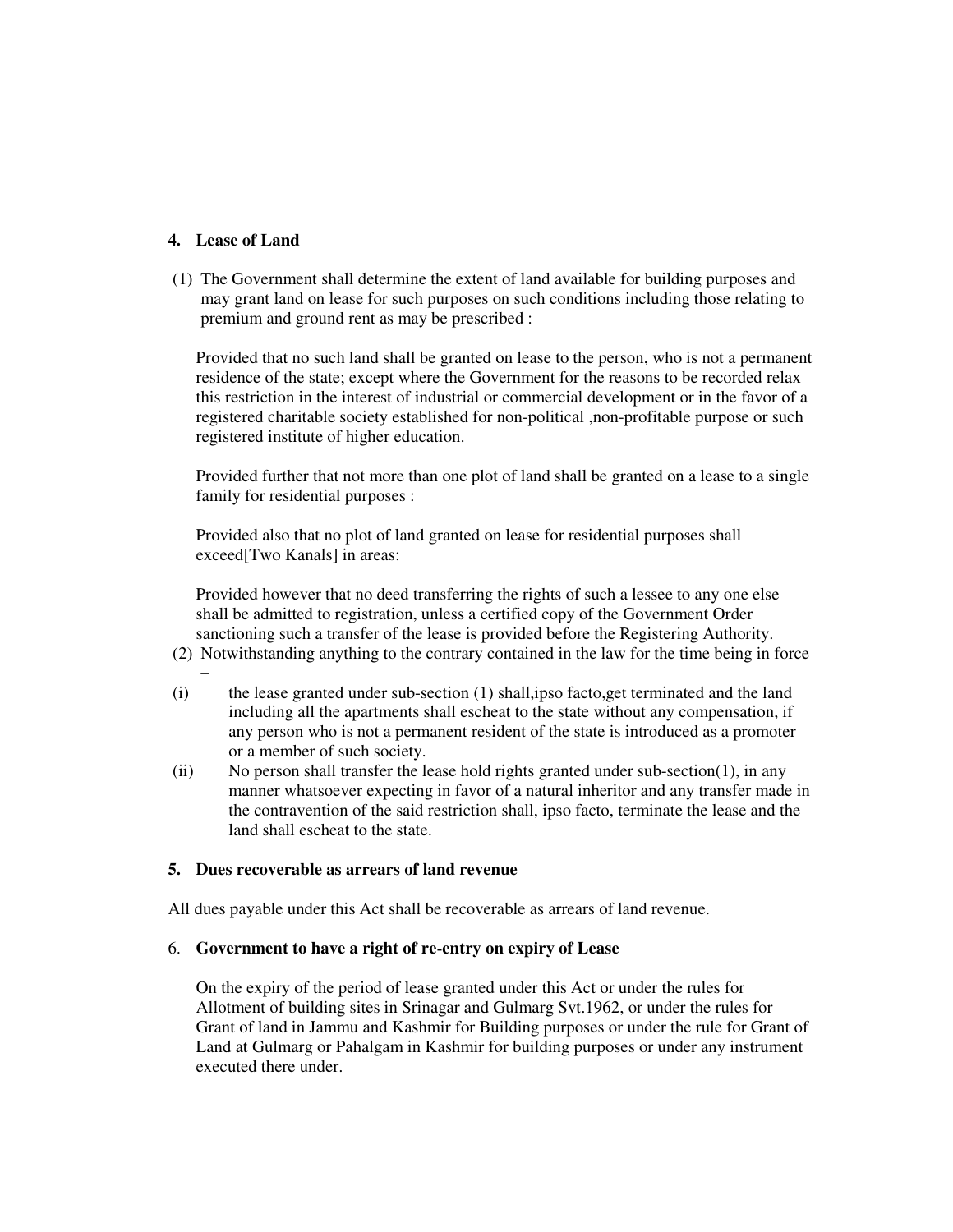## 4. Lease of Land

(1) The Government shall determine the extent of land available for building purposes and may grant land on lease for such purposes on such conditions including those relating to premium and ground rent as may be prescribed :

Provided that no such land shall be granted on lease to the person, who is not a permanent residence of the state; except where the Government for the reasons to be recorded relax this restriction in the interest of industrial or commercial development or in the favor of a registered charitable society established for non-political ,non-profitable purpose or such registered institute of higher education.

Provided further that not more than one plot of land shall be granted on a lease to a single family for residential purposes :

Provided also that no plot of land granted on lease for residential purposes shall exceed[Two Kanals] in areas:

Provided however that no deed transferring the rights of such a lessee to any one else shall be admitted to registration, unless a certified copy of the Government Order sanctioning such a transfer of the lease is provided before the Registering Authority.

(2) Notwithstanding anything to the contrary contained in the law for the time being in force –

(i) the lease granted under sub-section (1) shall,ipso facto,get terminated and the land including all the apartments shall escheat to the state without any compensation, if any person who is not a permanent resident of the state is introduced as a promoter or a member of such society.

(ii) No person shall transfer the lease hold rights granted under sub-section(1), in any manner whatsoever expecting in favor of a natural inheritor and any transfer made in the contravention of the said restriction shall, ipso facto, terminate the lease and the land shall escheat to the state.

## 5. Dues recoverable as arrears of land revenue

All dues payable under this Act shall be recoverable as arrears of land revenue.

## 6. Government to have a right of re-entry on expiry of Lease

On the expiry of the period of lease granted under this Act or under the rules for Allotment of building sites in Srinagar and Gulmarg Svt.1962, or under the rules for Grant of land in Jammu and Kashmir for Building purposes or under the rule for Grant of Land at Gulmarg or Pahalgam in Kashmir for building purposes or under any instrument executed there under.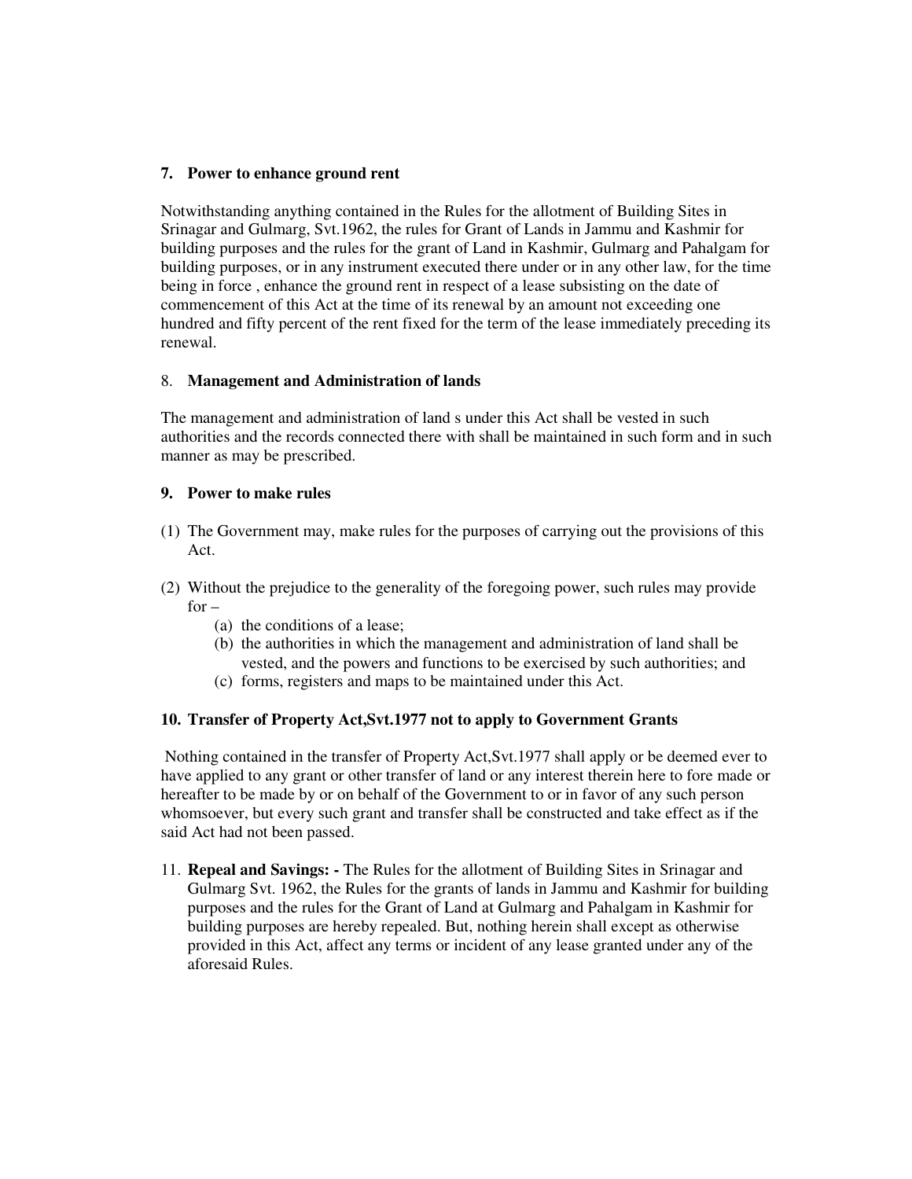**7. Power to enhance ground rent**

Notwithstanding anything contained in the Rules for the allotment of Building Sites in Srinagar and Gulmarg, Svt.1962, the rules for Grant of Lands in Jammu and Kashmir for building purposes and the rules for the grant of Land in Kashmir, Gulmarg and Pahalgam for building purposes, or in any instrument executed there under or in any other law, for the time being in force , enhance the ground rent in respect of a lease subsisting on the date of commencement of this Act at the time of its renewal by an amount not exceeding one hundred and fifty percent of the rent fixed for the term of the lease immediately preceding its renewal.

8. **Management and Administration of lands**

The management and administration of land s under this Act shall be vested in such authorities and the records connected there with shall be maintained in such form and in such manner as may be prescribed.

**9. Power to make rules**

(1) The Government may, make rules for the purposes of carrying out the provisions of this Act.

(2) Without the prejudice to the generality of the foregoing power, such rules may provide for –
   (a) the conditions of a lease;
   (b) the authorities in which the management and administration of land shall be vested, and the powers and functions to be exercised by such authorities; and
   (c) forms, registers and maps to be maintained under this Act.

**10. Transfer of Property Act,Svt.1977 not to apply to Government Grants**

Nothing contained in the transfer of Property Act,Svt.1977 shall apply or be deemed ever to have applied to any grant or other transfer of land or any interest therein here to fore made or hereafter to be made by or on behalf of the Government to or in favor of any such person whomsoever, but every such grant and transfer shall be constructed and take effect as if the said Act had not been passed.

11. **Repeal and Savings: -** The Rules for the allotment of Building Sites in Srinagar and Gulmarg Svt. 1962, the Rules for the grants of lands in Jammu and Kashmir for building purposes and the rules for the Grant of Land at Gulmarg and Pahalgam in Kashmir for building purposes are hereby repealed. But, nothing herein shall except as otherwise provided in this Act, affect any terms or incident of any lease granted under any of the aforesaid Rules.